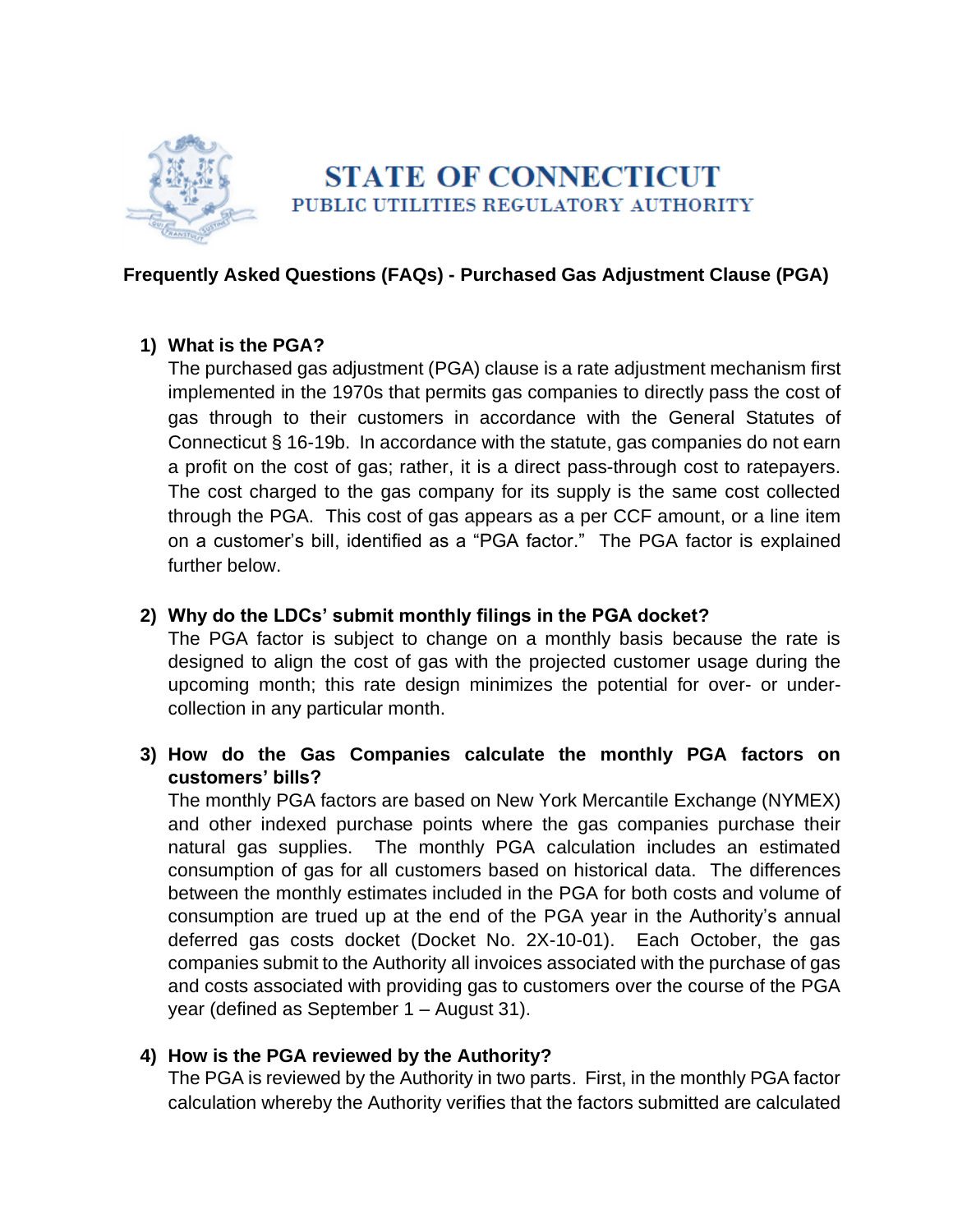# STATE OF CONNECTICUT
## PUBLIC UTILITIES REGULATORY AUTHORITY

### Frequently Asked Questions (FAQs) - Purchased Gas Adjustment Clause (PGA)

1) **What is the PGA?**
   The purchased gas adjustment (PGA) clause is a rate adjustment mechanism first implemented in the 1970s that permits gas companies to directly pass the cost of gas through to their customers in accordance with the General Statutes of Connecticut § 16-19b. In accordance with the statute, gas companies do not earn a profit on the cost of gas; rather, it is a direct pass-through cost to ratepayers. The cost charged to the gas company for its supply is the same cost collected through the PGA. This cost of gas appears as a per CCF amount, or a line item on a customer's bill, identified as a "PGA factor." The PGA factor is explained further below.

2) **Why do the LDCs' submit monthly filings in the PGA docket?**
   The PGA factor is subject to change on a monthly basis because the rate is designed to align the cost of gas with the projected customer usage during the upcoming month; this rate design minimizes the potential for over- or under-collection in any particular month.

3) **How do the Gas Companies calculate the monthly PGA factors on customers' bills?**
   The monthly PGA factors are based on New York Mercantile Exchange (NYMEX) and other indexed purchase points where the gas companies purchase their natural gas supplies. The monthly PGA calculation includes an estimated consumption of gas for all customers based on historical data. The differences between the monthly estimates included in the PGA for both costs and volume of consumption are trued up at the end of the PGA year in the Authority's annual deferred gas costs docket (Docket No. 2X-10-01). Each October, the gas companies submit to the Authority all invoices associated with the purchase of gas and costs associated with providing gas to customers over the course of the PGA year (defined as September 1 – August 31).

4) **How is the PGA reviewed by the Authority?**
   The PGA is reviewed by the Authority in two parts. First, in the monthly PGA factor calculation whereby the Authority verifies that the factors submitted are calculated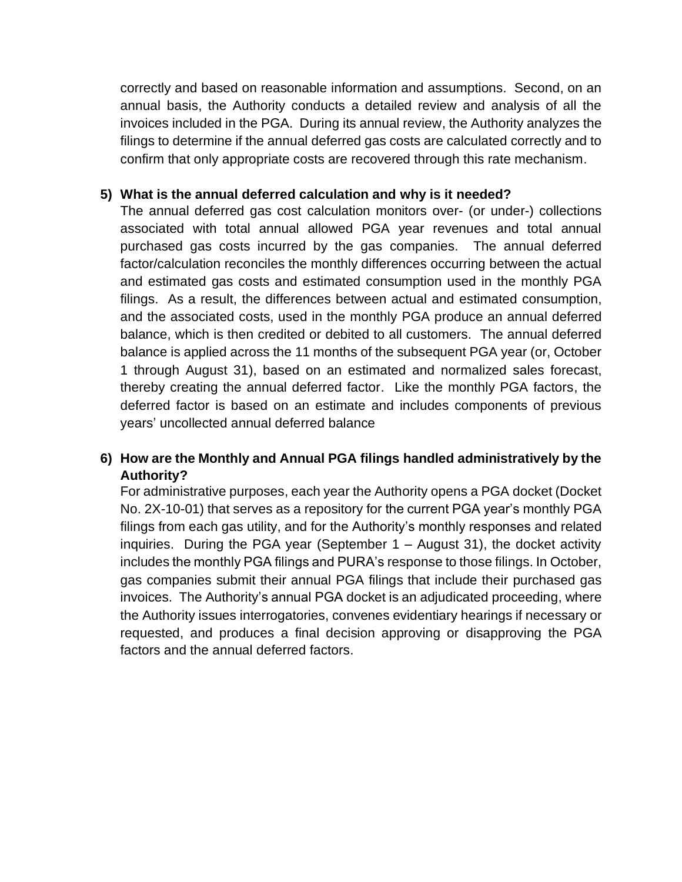correctly and based on reasonable information and assumptions. Second, on an annual basis, the Authority conducts a detailed review and analysis of all the invoices included in the PGA. During its annual review, the Authority analyzes the filings to determine if the annual deferred gas costs are calculated correctly and to confirm that only appropriate costs are recovered through this rate mechanism.

**5) What is the annual deferred calculation and why is it needed?**

The annual deferred gas cost calculation monitors over- (or under-) collections associated with total annual allowed PGA year revenues and total annual purchased gas costs incurred by the gas companies. The annual deferred factor/calculation reconciles the monthly differences occurring between the actual and estimated gas costs and estimated consumption used in the monthly PGA filings. As a result, the differences between actual and estimated consumption, and the associated costs, used in the monthly PGA produce an annual deferred balance, which is then credited or debited to all customers. The annual deferred balance is applied across the 11 months of the subsequent PGA year (or, October 1 through August 31), based on an estimated and normalized sales forecast, thereby creating the annual deferred factor. Like the monthly PGA factors, the deferred factor is based on an estimate and includes components of previous years' uncollected annual deferred balance

**6) How are the Monthly and Annual PGA filings handled administratively by the Authority?**

For administrative purposes, each year the Authority opens a PGA docket (Docket No. 2X-10-01) that serves as a repository for the current PGA year's monthly PGA filings from each gas utility, and for the Authority's monthly responses and related inquiries. During the PGA year (September 1 – August 31), the docket activity includes the monthly PGA filings and PURA's response to those filings. In October, gas companies submit their annual PGA filings that include their purchased gas invoices. The Authority's annual PGA docket is an adjudicated proceeding, where the Authority issues interrogatories, convenes evidentiary hearings if necessary or requested, and produces a final decision approving or disapproving the PGA factors and the annual deferred factors.